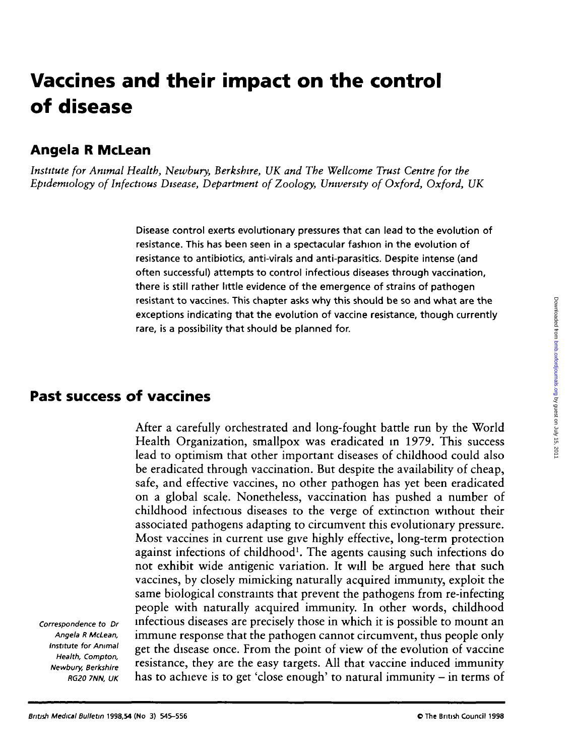# Vaccines and their impact on the control of disease

## Angela R McLean

*Institute for Animal Health, Newbury, Berkshire, UK and The Wellcome Trust Centre for the Epidemiology of Infectious Disease, Department of Zoology, University of Oxford, Oxford, UK*

Disease control exerts evolutionary pressures that can lead to the evolution of resistance. This has been seen in a spectacular fashion in the evolution of resistance to antibiotics, anti-virals and anti-parasitics. Despite intense (and often successful) attempts to control infectious diseases through vaccination, there is still rather little evidence of the emergence of strains of pathogen resistant to vaccines. This chapter asks why this should be so and what are the exceptions indicating that the evolution of vaccine resistance, though currently rare, is a possibility that should be planned for.

## Past success of vaccines

After a carefully orchestrated and long-fought battle run by the World Health Organization, smallpox was eradicated in 1979. This success lead to optimism that other important diseases of childhood could also be eradicated through vaccination. But despite the availability of cheap, safe, and effective vaccines, no other pathogen has yet been eradicated on a global scale. Nonetheless, vaccination has pushed a number of childhood infectious diseases to the verge of extinction without their associated pathogens adapting to circumvent this evolutionary pressure. Most vaccines in current use give highly effective, long-term protection against infections of childhood[1]. The agents causing such infections do not exhibit wide antigenic variation. It will be argued here that such vaccines, by closely mimicking naturally acquired immunity, exploit the same biological constraints that prevent the pathogens from re-infecting people with naturally acquired immunity. In other words, childhood infectious diseases are precisely those in which it is possible to mount an immune response that the pathogen cannot circumvent, thus people only get the disease once. From the point of view of the evolution of vaccine resistance, they are the easy targets. All that vaccine induced immunity has to achieve is to get 'close enough' to natural immunity – in terms of

*Correspondence to Dr Angela R McLean, Institute for Animal Health, Compton, Newbury, Berkshire RG20 7NN, UK*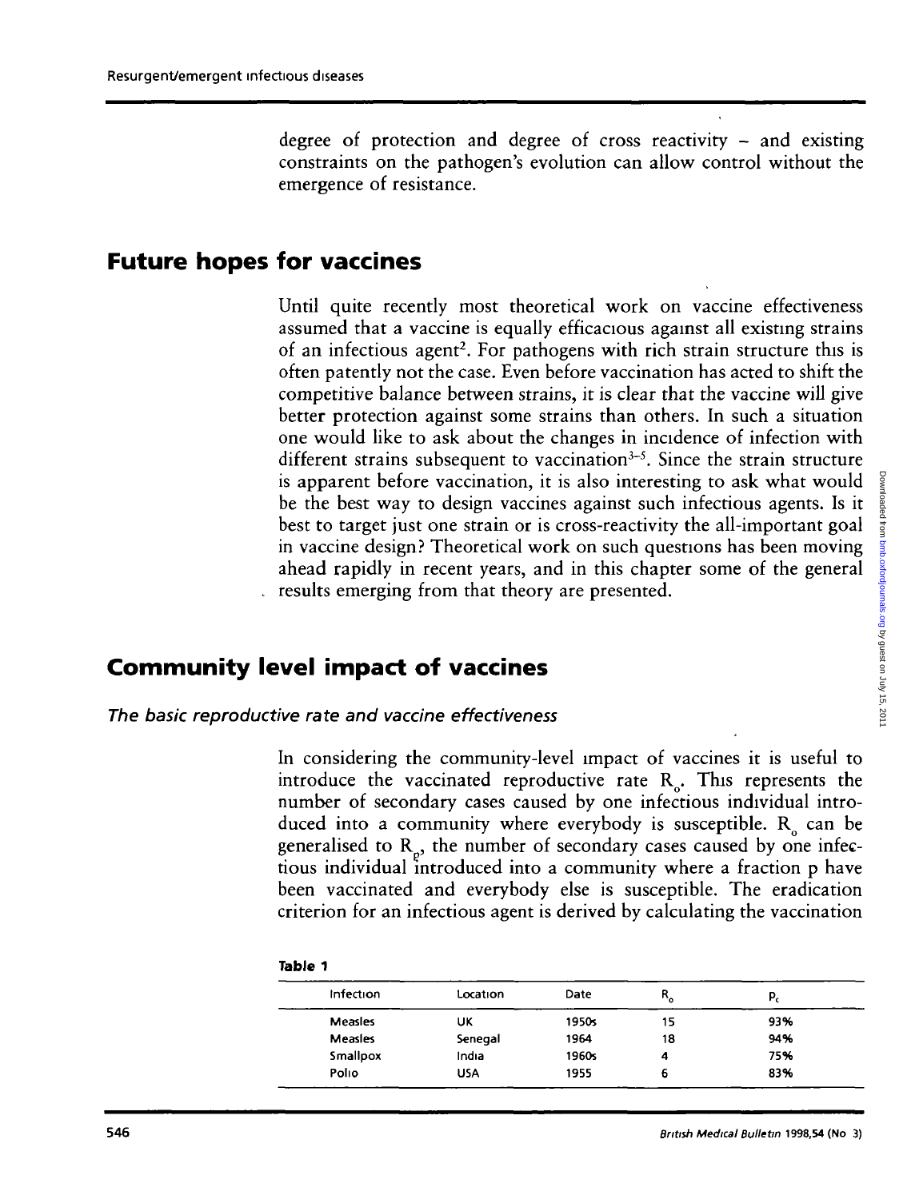degree of protection and degree of cross reactivity – and existing constraints on the pathogen's evolution can allow control without the emergence of resistance.

## Future hopes for vaccines

Until quite recently most theoretical work on vaccine effectiveness assumed that a vaccine is equally efficacious against all existing strains of an infectious agent[2]. For pathogens with rich strain structure this is often patently not the case. Even before vaccination has acted to shift the competitive balance between strains, it is clear that the vaccine will give better protection against some strains than others. In such a situation one would like to ask about the changes in incidence of infection with different strains subsequent to vaccination[3–5]. Since the strain structure is apparent before vaccination, it is also interesting to ask what would be the best way to design vaccines against such infectious agents. Is it best to target just one strain or is cross-reactivity the all-important goal in vaccine design? Theoretical work on such questions has been moving ahead rapidly in recent years, and in this chapter some of the general results emerging from that theory are presented.

## Community level impact of vaccines

### *The basic reproductive rate and vaccine effectiveness*

In considering the community-level impact of vaccines it is useful to introduce the vaccinated reproductive rate $R_o$. This represents the number of secondary cases caused by one infectious individual introduced into a community where everybody is susceptible. $R_o$ can be generalised to $R_p$, the number of secondary cases caused by one infectious individual introduced into a community where a fraction p have been vaccinated and everybody else is susceptible. The eradication criterion for an infectious agent is derived by calculating the vaccination

**Table 1**

| Infection | Location | Date | $R_o$ | $p_c$ |
|---|---|---|---|---|
| Measles | UK | 1950s | 15 | 93% |
| Measles | Senegal | 1964 | 18 | 94% |
| Smallpox | India | 1960s | 4 | 75% |
| Polio | USA | 1955 | 6 | 83% |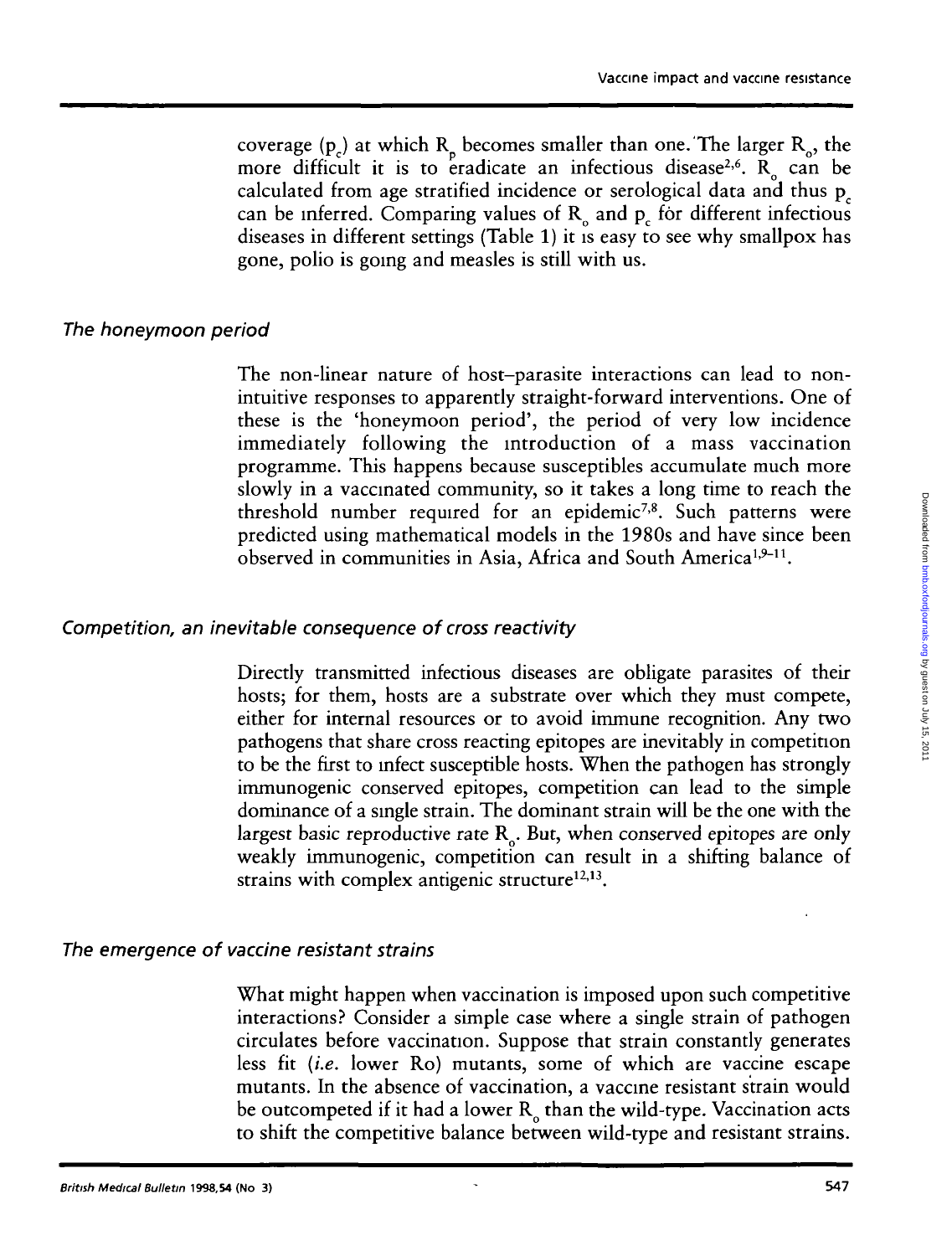coverage ($p_c$) at which $R_p$ becomes smaller than one. The larger $R_0$, the more difficult it is to eradicate an infectious disease[2,6]. $R_0$ can be calculated from age stratified incidence or serological data and thus $p_c$ can be inferred. Comparing values of $R_0$ and $p_c$ for different infectious diseases in different settings (Table 1) it is easy to see why smallpox has gone, polio is going and measles is still with us.

### *The honeymoon period*

The non-linear nature of host–parasite interactions can lead to non-intuitive responses to apparently straight-forward interventions. One of these is the 'honeymoon period', the period of very low incidence immediately following the introduction of a mass vaccination programme. This happens because susceptibles accumulate much more slowly in a vaccinated community, so it takes a long time to reach the threshold number required for an epidemic[7,8]. Such patterns were predicted using mathematical models in the 1980s and have since been observed in communities in Asia, Africa and South America[1,9–11].

### *Competition, an inevitable consequence of cross reactivity*

Directly transmitted infectious diseases are obligate parasites of their hosts; for them, hosts are a substrate over which they must compete, either for internal resources or to avoid immune recognition. Any two pathogens that share cross reacting epitopes are inevitably in competition to be the first to infect susceptible hosts. When the pathogen has strongly immunogenic conserved epitopes, competition can lead to the simple dominance of a single strain. The dominant strain will be the one with the largest basic reproductive rate $R_0$. But, when conserved epitopes are only weakly immunogenic, competition can result in a shifting balance of strains with complex antigenic structure[12,13].

### *The emergence of vaccine resistant strains*

What might happen when vaccination is imposed upon such competitive interactions? Consider a simple case where a single strain of pathogen circulates before vaccination. Suppose that strain constantly generates less fit (*i.e.* lower Ro) mutants, some of which are vaccine escape mutants. In the absence of vaccination, a vaccine resistant strain would be outcompeted if it had a lower $R_0$ than the wild-type. Vaccination acts to shift the competitive balance between wild-type and resistant strains.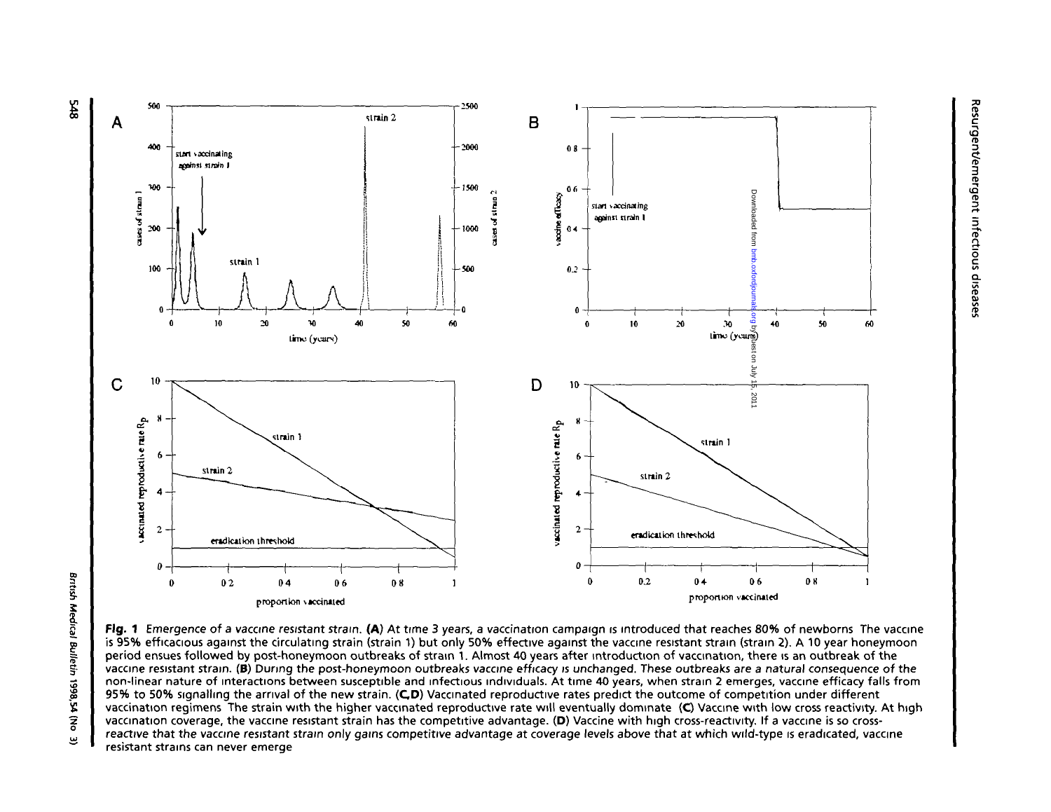**Fig. 1** *Emergence of a vaccine resistant strain.* **(A)** *At time 3 years, a vaccination campaign is introduced that reaches 80% of newborns The vaccine is 95% efficacious against the circulating strain (strain 1) but only 50% effective against the vaccine resistant strain (strain 2). A 10 year honeymoon period ensues followed by post-honeymoon outbreaks of strain 1. Almost 40 years after introduction of vaccination, there is an outbreak of the vaccine resistant strain.* **(B)** *During the post-honeymoon outbreaks vaccine efficacy is unchanged. These outbreaks are a natural consequence of the non-linear nature of interactions between susceptible and infectious individuals. At time 40 years, when strain 2 emerges, vaccine efficacy falls from 95% to 50% signalling the arrival of the new strain.* **(C,D)** *Vaccinated reproductive rates predict the outcome of competition under different vaccination regimens The strain with the higher vaccinated reproductive rate will eventually dominate* **(C)** *Vaccine with low cross reactivity. At high vaccination coverage, the vaccine resistant strain has the competitive advantage.* **(D)** *Vaccine with high cross-reactivity. If a vaccine is so cross-reactive that the vaccine resistant strain only gains competitive advantage at coverage levels above that at which wild-type is eradicated, vaccine resistant strains can never emerge*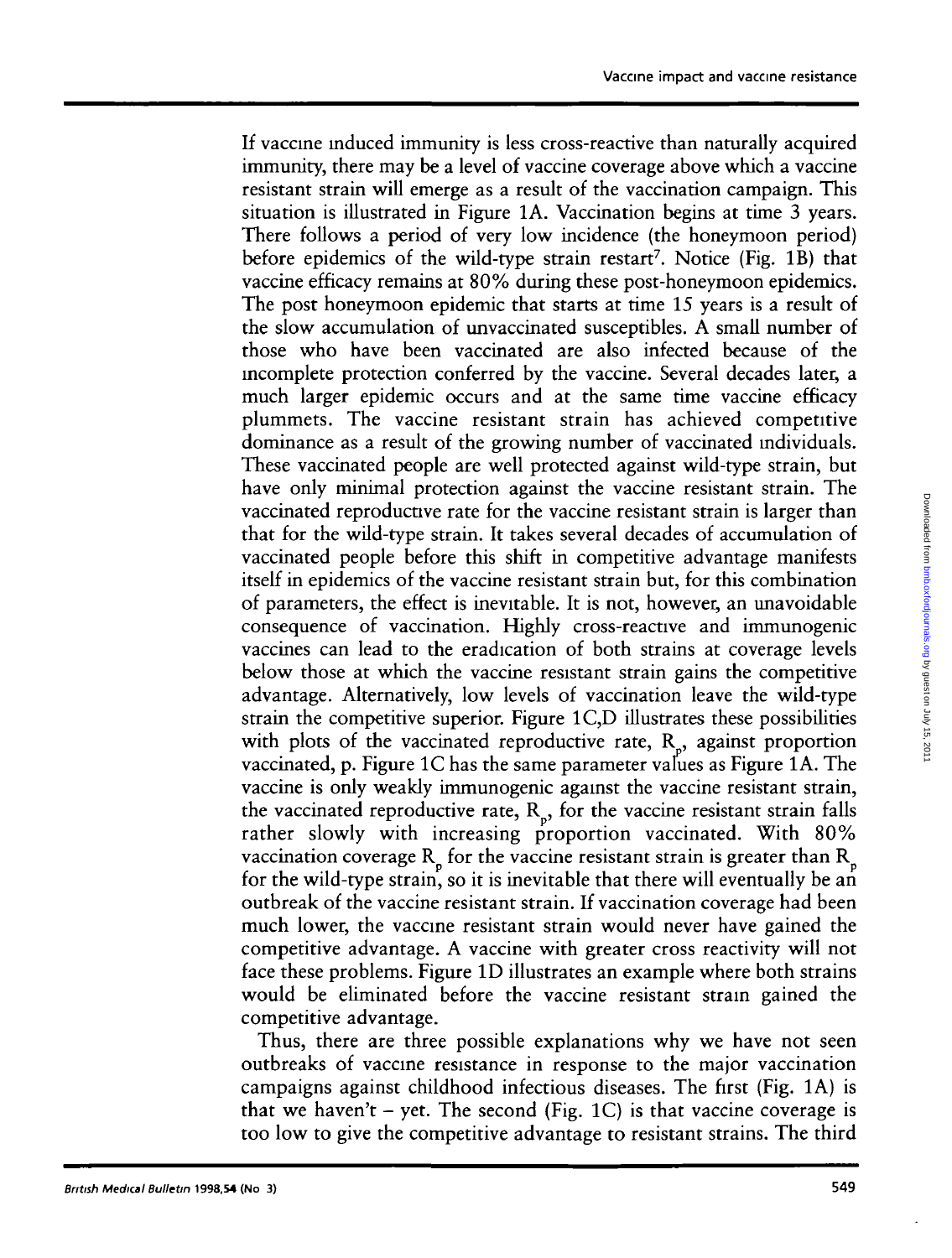If vaccine induced immunity is less cross-reactive than naturally acquired immunity, there may be a level of vaccine coverage above which a vaccine resistant strain will emerge as a result of the vaccination campaign. This situation is illustrated in Figure 1A. Vaccination begins at time 3 years. There follows a period of very low incidence (the honeymoon period) before epidemics of the wild-type strain restart[7]. Notice (Fig. 1B) that vaccine efficacy remains at 80% during these post-honeymoon epidemics. The post honeymoon epidemic that starts at time 15 years is a result of the slow accumulation of unvaccinated susceptibles. A small number of those who have been vaccinated are also infected because of the incomplete protection conferred by the vaccine. Several decades later, a much larger epidemic occurs and at the same time vaccine efficacy plummets. The vaccine resistant strain has achieved competitive dominance as a result of the growing number of vaccinated individuals. These vaccinated people are well protected against wild-type strain, but have only minimal protection against the vaccine resistant strain. The vaccinated reproductive rate for the vaccine resistant strain is larger than that for the wild-type strain. It takes several decades of accumulation of vaccinated people before this shift in competitive advantage manifests itself in epidemics of the vaccine resistant strain but, for this combination of parameters, the effect is inevitable. It is not, however, an unavoidable consequence of vaccination. Highly cross-reactive and immunogenic vaccines can lead to the eradication of both strains at coverage levels below those at which the vaccine resistant strain gains the competitive advantage. Alternatively, low levels of vaccination leave the wild-type strain the competitive superior. Figure 1C,D illustrates these possibilities with plots of the vaccinated reproductive rate, $R_p$, against proportion vaccinated, p. Figure 1C has the same parameter values as Figure 1A. The vaccine is only weakly immunogenic against the vaccine resistant strain, the vaccinated reproductive rate, $R_p$, for the vaccine resistant strain falls rather slowly with increasing proportion vaccinated. With 80% vaccination coverage $R_p$ for the vaccine resistant strain is greater than $R_p$ for the wild-type strain, so it is inevitable that there will eventually be an outbreak of the vaccine resistant strain. If vaccination coverage had been much lower, the vaccine resistant strain would never have gained the competitive advantage. A vaccine with greater cross reactivity will not face these problems. Figure 1D illustrates an example where both strains would be eliminated before the vaccine resistant strain gained the competitive advantage.

Thus, there are three possible explanations why we have not seen outbreaks of vaccine resistance in response to the major vaccination campaigns against childhood infectious diseases. The first (Fig. 1A) is that we haven't – yet. The second (Fig. 1C) is that vaccine coverage is too low to give the competitive advantage to resistant strains. The third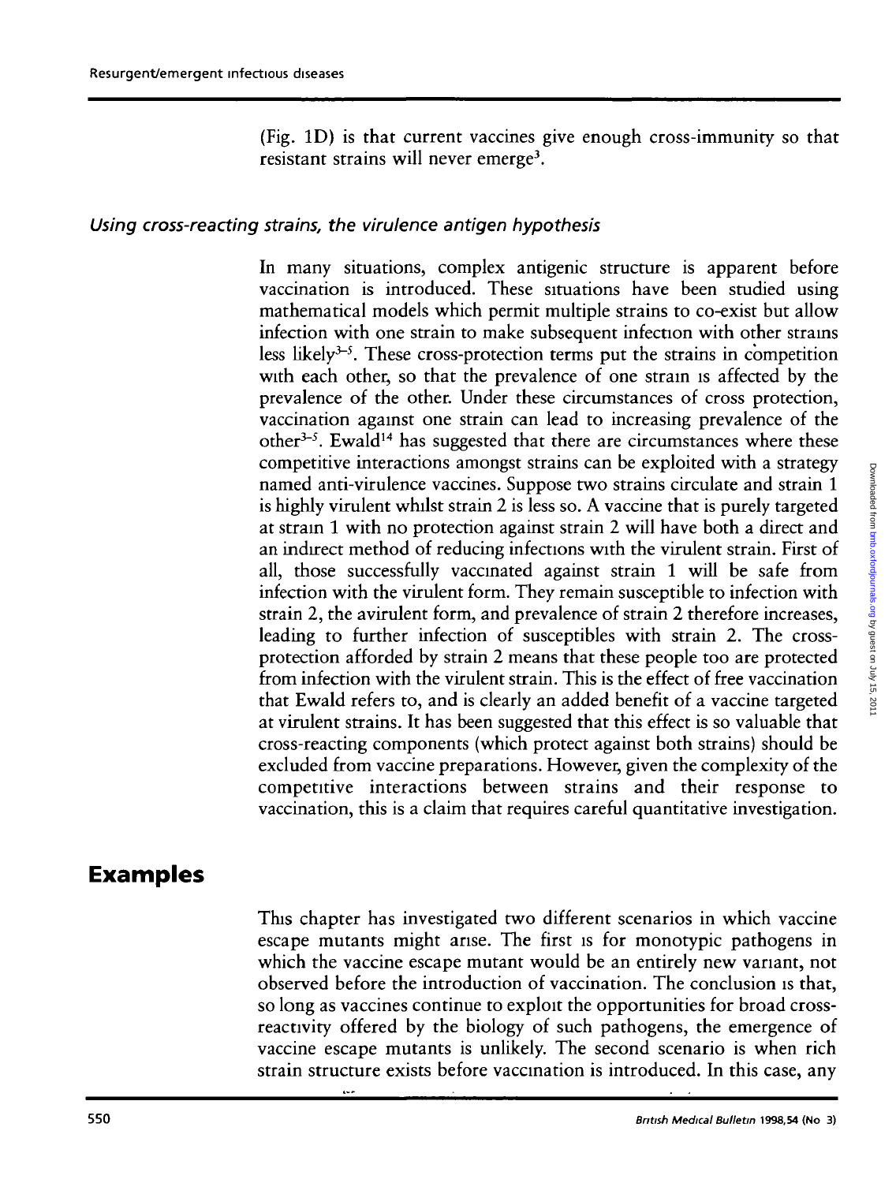(Fig. 1D) is that current vaccines give enough cross-immunity so that resistant strains will never emerge[3].

### *Using cross-reacting strains, the virulence antigen hypothesis*

In many situations, complex antigenic structure is apparent before vaccination is introduced. These situations have been studied using mathematical models which permit multiple strains to co-exist but allow infection with one strain to make subsequent infection with other strains less likely[3–5]. These cross-protection terms put the strains in competition with each other, so that the prevalence of one strain is affected by the prevalence of the other. Under these circumstances of cross protection, vaccination against one strain can lead to increasing prevalence of the other[3–5]. Ewald[14] has suggested that there are circumstances where these competitive interactions amongst strains can be exploited with a strategy named anti-virulence vaccines. Suppose two strains circulate and strain 1 is highly virulent whilst strain 2 is less so. A vaccine that is purely targeted at strain 1 with no protection against strain 2 will have both a direct and an indirect method of reducing infections with the virulent strain. First of all, those successfully vaccinated against strain 1 will be safe from infection with the virulent form. They remain susceptible to infection with strain 2, the avirulent form, and prevalence of strain 2 therefore increases, leading to further infection of susceptibles with strain 2. The cross-protection afforded by strain 2 means that these people too are protected from infection with the virulent strain. This is the effect of free vaccination that Ewald refers to, and is clearly an added benefit of a vaccine targeted at virulent strains. It has been suggested that this effect is so valuable that cross-reacting components (which protect against both strains) should be excluded from vaccine preparations. However, given the complexity of the competitive interactions between strains and their response to vaccination, this is a claim that requires careful quantitative investigation.

## Examples

This chapter has investigated two different scenarios in which vaccine escape mutants might arise. The first is for monotypic pathogens in which the vaccine escape mutant would be an entirely new variant, not observed before the introduction of vaccination. The conclusion is that, so long as vaccines continue to exploit the opportunities for broad cross-reactivity offered by the biology of such pathogens, the emergence of vaccine escape mutants is unlikely. The second scenario is when rich strain structure exists before vaccination is introduced. In this case, any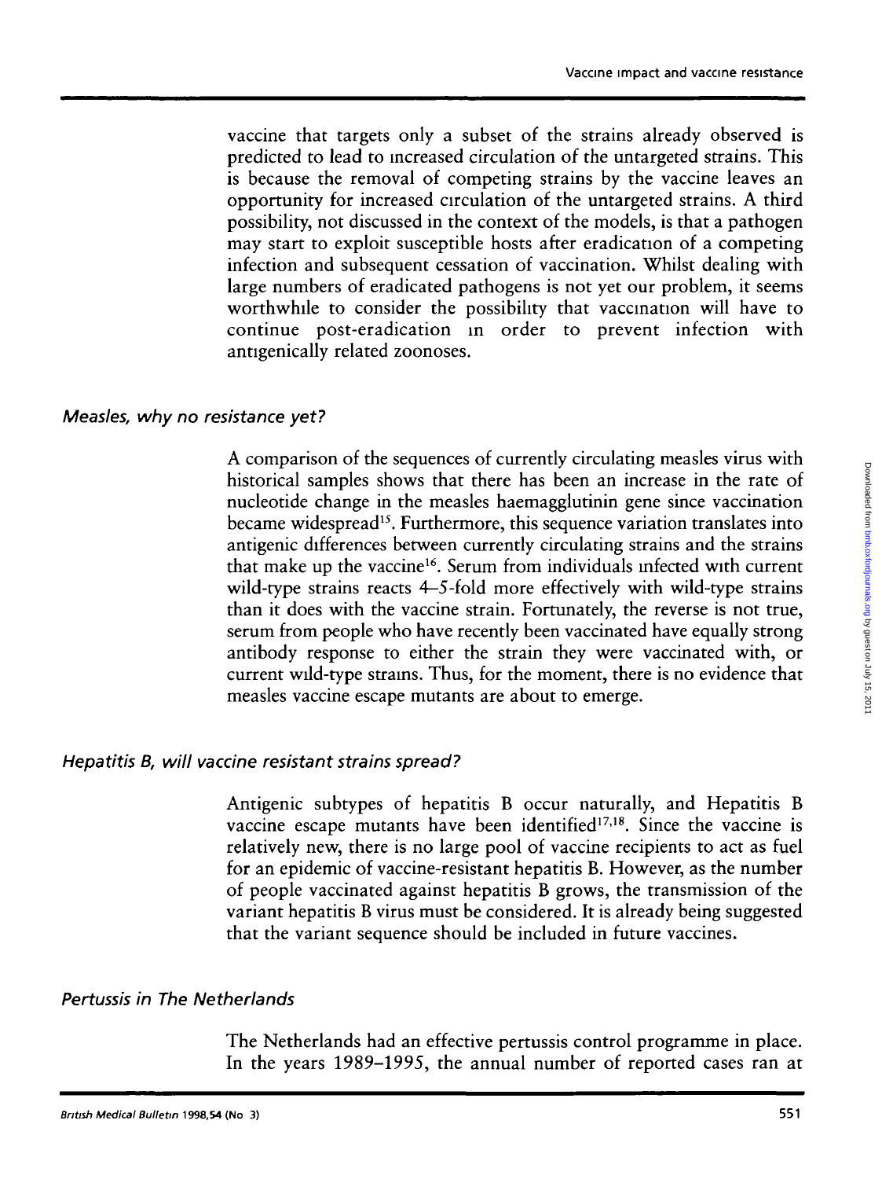vaccine that targets only a subset of the strains already observed is predicted to lead to increased circulation of the untargeted strains. This is because the removal of competing strains by the vaccine leaves an opportunity for increased circulation of the untargeted strains. A third possibility, not discussed in the context of the models, is that a pathogen may start to exploit susceptible hosts after eradication of a competing infection and subsequent cessation of vaccination. Whilst dealing with large numbers of eradicated pathogens is not yet our problem, it seems worthwhile to consider the possibility that vaccination will have to continue post-eradication in order to prevent infection with antigenically related zoonoses.

### *Measles, why no resistance yet?*

A comparison of the sequences of currently circulating measles virus with historical samples shows that there has been an increase in the rate of nucleotide change in the measles haemagglutinin gene since vaccination became widespread[15]. Furthermore, this sequence variation translates into antigenic differences between currently circulating strains and the strains that make up the vaccine[16]. Serum from individuals infected with current wild-type strains reacts 4–5-fold more effectively with wild-type strains than it does with the vaccine strain. Fortunately, the reverse is not true, serum from people who have recently been vaccinated have equally strong antibody response to either the strain they were vaccinated with, or current wild-type strains. Thus, for the moment, there is no evidence that measles vaccine escape mutants are about to emerge.

### *Hepatitis B, will vaccine resistant strains spread?*

Antigenic subtypes of hepatitis B occur naturally, and Hepatitis B vaccine escape mutants have been identified[17,18]. Since the vaccine is relatively new, there is no large pool of vaccine recipients to act as fuel for an epidemic of vaccine-resistant hepatitis B. However, as the number of people vaccinated against hepatitis B grows, the transmission of the variant hepatitis B virus must be considered. It is already being suggested that the variant sequence should be included in future vaccines.

### *Pertussis in The Netherlands*

The Netherlands had an effective pertussis control programme in place. In the years 1989–1995, the annual number of reported cases ran at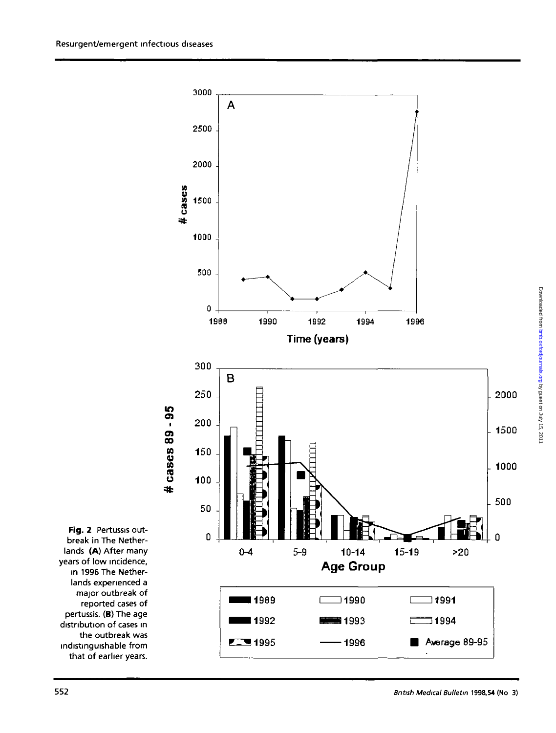Fig. 2 Pertussis outbreak in The Netherlands (A) After many years of low incidence, in 1996 The Netherlands experienced a major outbreak of reported cases of pertussis. (B) The age distribution of cases in the outbreak was indistinguishable from that of earlier years.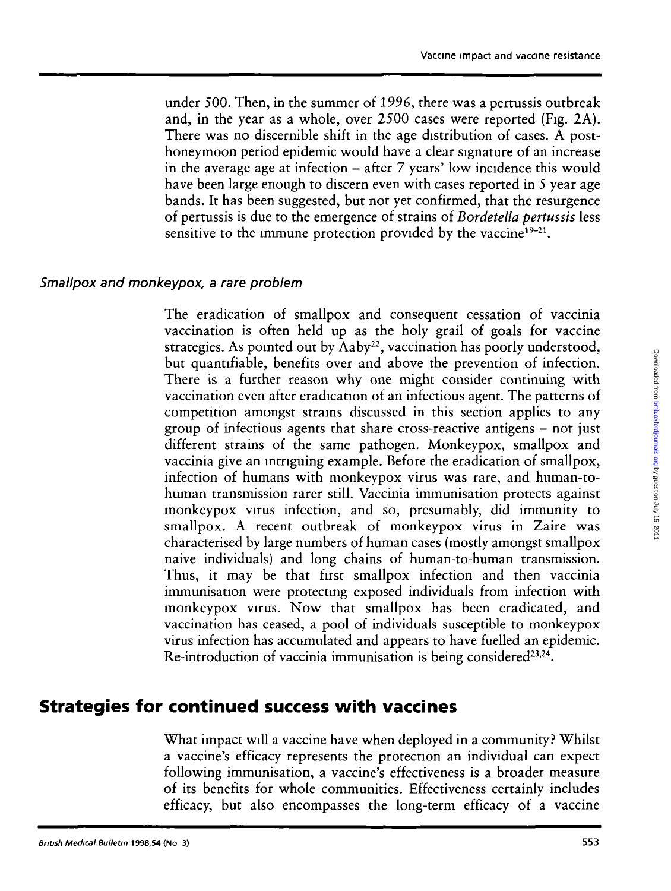under 500. Then, in the summer of 1996, there was a pertussis outbreak and, in the year as a whole, over 2500 cases were reported (Fig. 2A). There was no discernible shift in the age distribution of cases. A post-honeymoon period epidemic would have a clear signature of an increase in the average age at infection – after 7 years' low incidence this would have been large enough to discern even with cases reported in 5 year age bands. It has been suggested, but not yet confirmed, that the resurgence of pertussis is due to the emergence of strains of *Bordetella pertussis* less sensitive to the immune protection provided by the vaccine[19–21].

### *Smallpox and monkeypox, a rare problem*

The eradication of smallpox and consequent cessation of vaccinia vaccination is often held up as the holy grail of goals for vaccine strategies. As pointed out by Aaby[22], vaccination has poorly understood, but quantifiable, benefits over and above the prevention of infection. There is a further reason why one might consider continuing with vaccination even after eradication of an infectious agent. The patterns of competition amongst strains discussed in this section applies to any group of infectious agents that share cross-reactive antigens – not just different strains of the same pathogen. Monkeypox, smallpox and vaccinia give an intriguing example. Before the eradication of smallpox, infection of humans with monkeypox virus was rare, and human-to-human transmission rarer still. Vaccinia immunisation protects against monkeypox virus infection, and so, presumably, did immunity to smallpox. A recent outbreak of monkeypox virus in Zaire was characterised by large numbers of human cases (mostly amongst smallpox naive individuals) and long chains of human-to-human transmission. Thus, it may be that first smallpox infection and then vaccinia immunisation were protecting exposed individuals from infection with monkeypox virus. Now that smallpox has been eradicated, and vaccination has ceased, a pool of individuals susceptible to monkeypox virus infection has accumulated and appears to have fuelled an epidemic. Re-introduction of vaccinia immunisation is being considered[23,24].

## Strategies for continued success with vaccines

What impact will a vaccine have when deployed in a community? Whilst a vaccine's efficacy represents the protection an individual can expect following immunisation, a vaccine's effectiveness is a broader measure of its benefits for whole communities. Effectiveness certainly includes efficacy, but also encompasses the long-term efficacy of a vaccine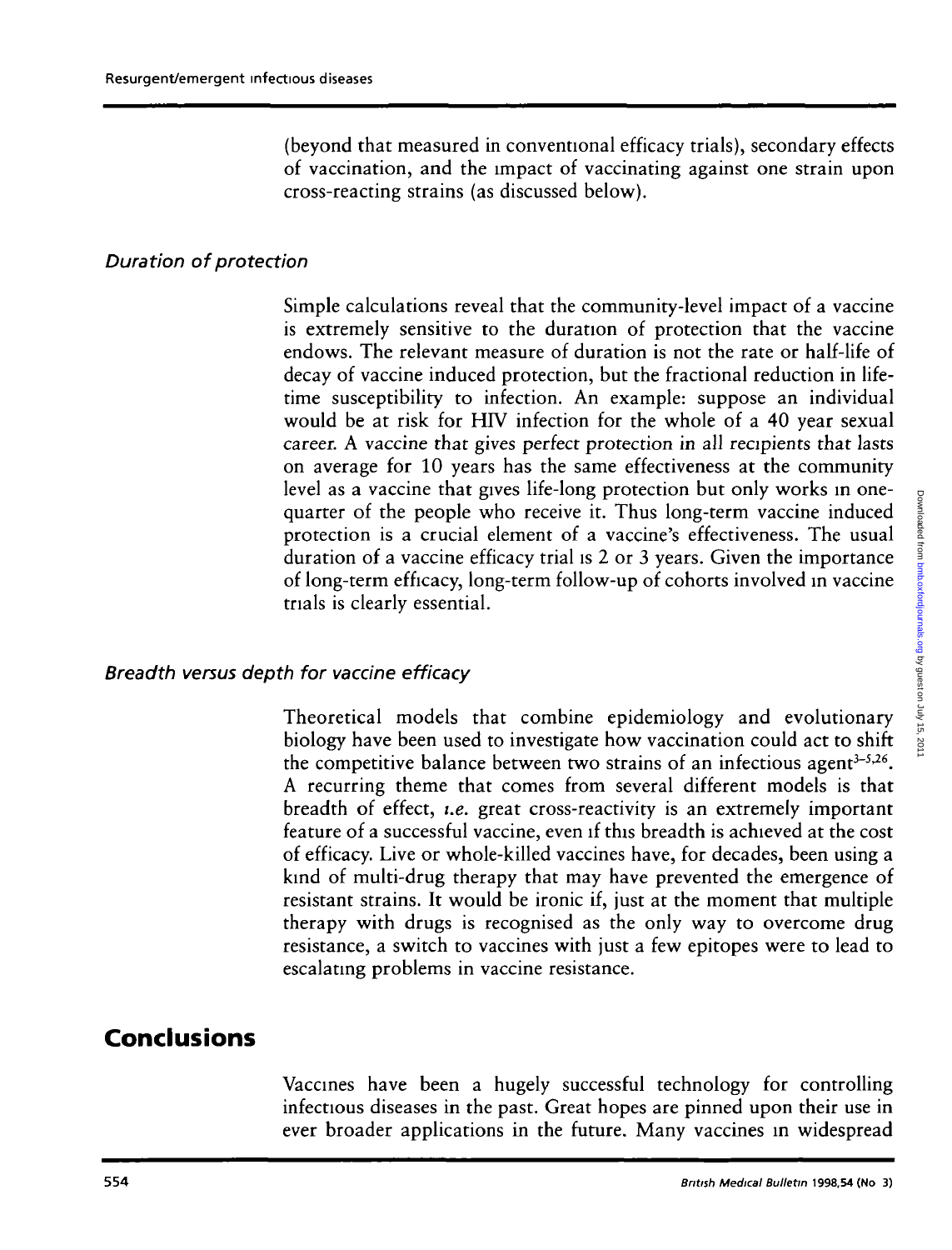(beyond that measured in conventional efficacy trials), secondary effects of vaccination, and the impact of vaccinating against one strain upon cross-reacting strains (as discussed below).

### *Duration of protection*

Simple calculations reveal that the community-level impact of a vaccine is extremely sensitive to the duration of protection that the vaccine endows. The relevant measure of duration is not the rate or half-life of decay of vaccine induced protection, but the fractional reduction in lifetime susceptibility to infection. An example: suppose an individual would be at risk for HIV infection for the whole of a 40 year sexual career. A vaccine that gives perfect protection in all recipients that lasts on average for 10 years has the same effectiveness at the community level as a vaccine that gives life-long protection but only works in one-quarter of the people who receive it. Thus long-term vaccine induced protection is a crucial element of a vaccine's effectiveness. The usual duration of a vaccine efficacy trial is 2 or 3 years. Given the importance of long-term efficacy, long-term follow-up of cohorts involved in vaccine trials is clearly essential.

### *Breadth versus depth for vaccine efficacy*

Theoretical models that combine epidemiology and evolutionary biology have been used to investigate how vaccination could act to shift the competitive balance between two strains of an infectious agent[3–5,26]. A recurring theme that comes from several different models is that breadth of effect, *i.e.* great cross-reactivity is an extremely important feature of a successful vaccine, even if this breadth is achieved at the cost of efficacy. Live or whole-killed vaccines have, for decades, been using a kind of multi-drug therapy that may have prevented the emergence of resistant strains. It would be ironic if, just at the moment that multiple therapy with drugs is recognised as the only way to overcome drug resistance, a switch to vaccines with just a few epitopes were to lead to escalating problems in vaccine resistance.

## Conclusions

Vaccines have been a hugely successful technology for controlling infectious diseases in the past. Great hopes are pinned upon their use in ever broader applications in the future. Many vaccines in widespread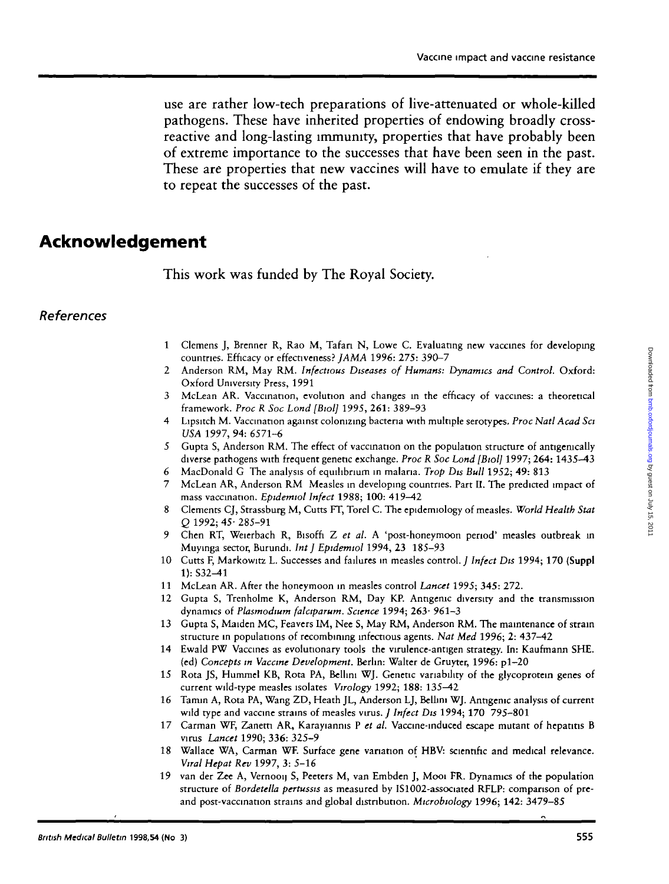use are rather low-tech preparations of live-attenuated or whole-killed pathogens. These have inherited properties of endowing broadly cross-reactive and long-lasting immunity, properties that have probably been of extreme importance to the successes that have been seen in the past. These are properties that new vaccines will have to emulate if they are to repeat the successes of the past.

## Acknowledgement

This work was funded by The Royal Society.

### *References*

1. Clemens J, Brenner R, Rao M, Tafari N, Lowe C. Evaluating new vaccines for developing countries. Efficacy or effectiveness? *JAMA* 1996: 275: 390–7
2. Anderson RM, May RM. *Infectious Diseases of Humans: Dynamics and Control*. Oxford: Oxford University Press, 1991
3. McLean AR. Vaccination, evolution and changes in the efficacy of vaccines: a theoretical framework. *Proc R Soc Lond [Biol]* 1995, 261: 389–93
4. Lipsitch M. Vaccination against colonizing bacteria with multiple serotypes. *Proc Natl Acad Sci USA* 1997, 94: 6571–6
5. Gupta S, Anderson RM. The effect of vaccination on the population structure of antigenically diverse pathogens with frequent genetic exchange. *Proc R Soc Lond [Biol]* 1997; 264: 1435–43
6. MacDonald G The analysis of equilibrium in malaria. *Trop Dis Bull* 1952; 49: 813
7. McLean AR, Anderson RM Measles in developing countries. Part II. The predicted impact of mass vaccination. *Epidemiol Infect* 1988; 100: 419–42
8. Clements CJ, Strassburg M, Cutts FT, Torel C. The epidemiology of measles. *World Health Stat Q* 1992; 45: 285–91
9. Chen RT, Weierbach R, Bisoffi Z *et al*. A 'post-honeymoon period' measles outbreak in Muyinga sector, Burundi. *Int J Epidemiol* 1994, 23 185–93
10. Cutts F, Markowitz L. Successes and failures in measles control. *J Infect Dis* 1994; 170 (Suppl 1): S32–41
11. McLean AR. After the honeymoon in measles control *Lancet* 1995; 345: 272.
12. Gupta S, Trenholme K, Anderson RM, Day KP. Antigenic diversity and the transmission dynamics of *Plasmodium falciparum*. *Science* 1994; 263: 961–3
13. Gupta S, Maiden MC, Feavers IM, Nee S, May RM, Anderson RM. The maintenance of strain structure in populations of recombining infectious agents. *Nat Med* 1996; 2: 437–42
14. Ewald PW Vaccines as evolutionary tools the virulence-antigen strategy. In: Kaufmann SHE. (ed) *Concepts in Vaccine Development*. Berlin: Walter de Gruyter, 1996: p1–20
15. Rota JS, Hummel KB, Rota PA, Bellini WJ. Genetic variability of the glycoprotein genes of current wild-type measles isolates *Virology* 1992; 188: 135–42
16. Tamin A, Rota PA, Wang ZD, Heath JL, Anderson LJ, Bellini WJ. Antigenic analysis of current wild type and vaccine strains of measles virus. *J Infect Dis* 1994; 170 795–801
17. Carman WF, Zanetti AR, Karayiannis P *et al*. Vaccine-induced escape mutant of hepatitis B virus *Lancet* 1990; 336: 325–9
18. Wallace WA, Carman WF. Surface gene variation of HBV: scientific and medical relevance. *Viral Hepat Rev* 1997, 3: 5–16
19. van der Zee A, Vernooij S, Peeters M, van Embden J, Mooi FR. Dynamics of the population structure of *Bordetella pertussis* as measured by IS1002-associated RFLP: comparison of pre- and post-vaccination strains and global distribution. *Microbiology* 1996; 142: 3479–85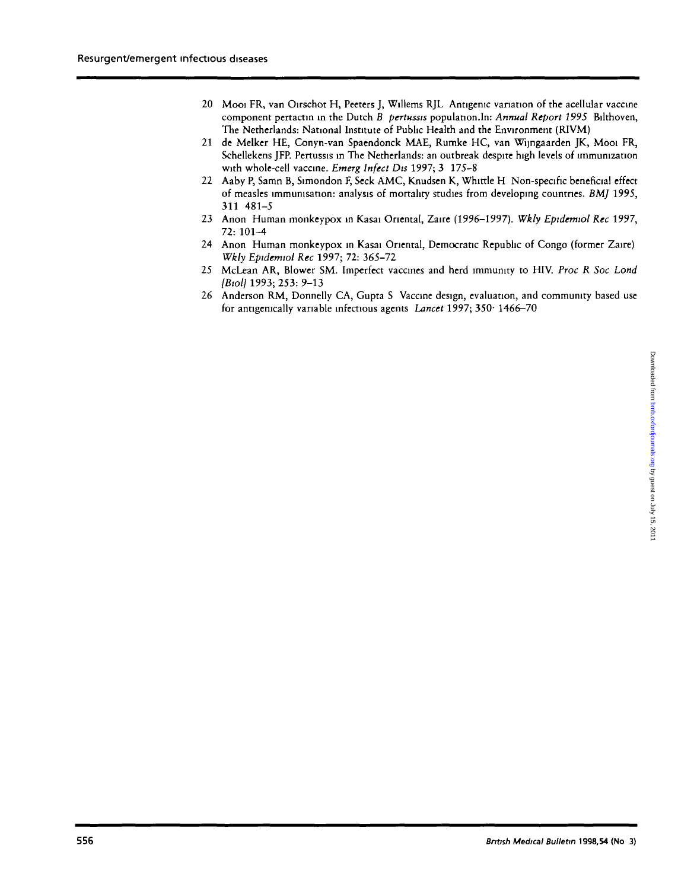20 Mooi FR, van Oirschot H, Peeters J, Willems RJL Antigenic variation of the acellular vaccine component pertactin in the Dutch *B pertussis* population.In: *Annual Report 1995* Bilthoven, The Netherlands: National Institute of Public Health and the Environment (RIVM)

21 de Melker HE, Conyn-van Spaendonck MAE, Rumke HC, van Wijngaarden JK, Mooi FR, Schellekens JFP. Pertussis in The Netherlands: an outbreak despite high levels of immunization with whole-cell vaccine. *Emerg Infect Dis* 1997; 3 175–8

22 Aaby P, Samn B, Simondon F, Seck AMC, Knudsen K, Whittle H Non-specific beneficial effect of measles immunisation: analysis of mortality studies from developing countries. *BMJ* 1995, 311 481–5

23 Anon Human monkeypox in Kasai Oriental, Zaire (1996–1997). *Wkly Epidemiol Rec* 1997, 72: 101–4

24 Anon Human monkeypox in Kasai Oriental, Democratic Republic of Congo (former Zaire) *Wkly Epidemiol Rec* 1997; 72: 365–72

25 McLean AR, Blower SM. Imperfect vaccines and herd immunity to HIV. *Proc R Soc Lond [Biol]* 1993; 253: 9–13

26 Anderson RM, Donnelly CA, Gupta S Vaccine design, evaluation, and community based use for antigenically variable infectious agents *Lancet* 1997; 350· 1466–70